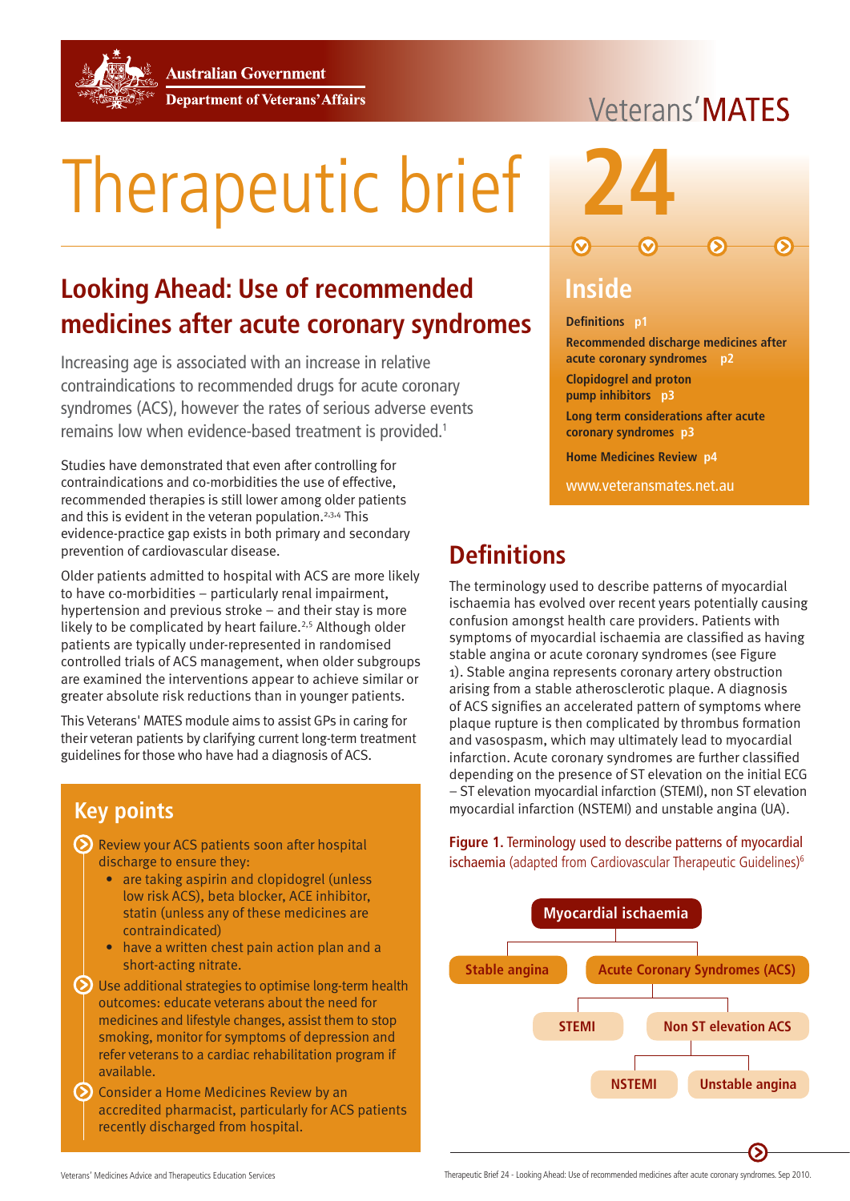Australian Government
Department of Veterans' Affairs

Veterans' MATES

# Therapeutic brief 24

## Inside

**Definitions** p1

**Recommended discharge medicines after acute coronary syndromes** p2

**Clopidogrel and proton pump inhibitors** p3

**Long term considerations after acute coronary syndromes** p3

**Home Medicines Review** p4

www.veteransmates.net.au

## Looking Ahead: Use of recommended medicines after acute coronary syndromes

Increasing age is associated with an increase in relative contraindications to recommended drugs for acute coronary syndromes (ACS), however the rates of serious adverse events remains low when evidence-based treatment is provided.[1]

Studies have demonstrated that even after controlling for contraindications and co-morbidities the use of effective, recommended therapies is still lower among older patients and this is evident in the veteran population.[2,3,4] This evidence-practice gap exists in both primary and secondary prevention of cardiovascular disease.

Older patients admitted to hospital with ACS are more likely to have co-morbidities – particularly renal impairment, hypertension and previous stroke – and their stay is more likely to be complicated by heart failure.[2,5] Although older patients are typically under-represented in randomised controlled trials of ACS management, when older subgroups are examined the interventions appear to achieve similar or greater absolute risk reductions than in younger patients.

This Veterans' MATES module aims to assist GPs in caring for their veteran patients by clarifying current long-term treatment guidelines for those who have had a diagnosis of ACS.

## Key points

- Review your ACS patients soon after hospital discharge to ensure they:
  - are taking aspirin and clopidogrel (unless low risk ACS), beta blocker, ACE inhibitor, statin (unless any of these medicines are contraindicated)
  - have a written chest pain action plan and a short-acting nitrate.
- Use additional strategies to optimise long-term health outcomes: educate veterans about the need for medicines and lifestyle changes, assist them to stop smoking, monitor for symptoms of depression and refer veterans to a cardiac rehabilitation program if available.
- Consider a Home Medicines Review by an accredited pharmacist, particularly for ACS patients recently discharged from hospital.

## Definitions

The terminology used to describe patterns of myocardial ischaemia has evolved over recent years potentially causing confusion amongst health care providers. Patients with symptoms of myocardial ischaemia are classified as having stable angina or acute coronary syndromes (see Figure 1). Stable angina represents coronary artery obstruction arising from a stable atherosclerotic plaque. A diagnosis of ACS signifies an accelerated pattern of symptoms where plaque rupture is then complicated by thrombus formation and vasospasm, which may ultimately lead to myocardial infarction. Acute coronary syndromes are further classified depending on the presence of ST elevation on the initial ECG – ST elevation myocardial infarction (STEMI), non ST elevation myocardial infarction (NSTEMI) and unstable angina (UA).

**Figure 1.** Terminology used to describe patterns of myocardial ischaemia (adapted from Cardiovascular Therapeutic Guidelines)[6]

- Myocardial ischaemia
  - Stable angina
  - Acute Coronary Syndromes (ACS)
    - STEMI
    - Non ST elevation ACS
      - NSTEMI
      - Unstable angina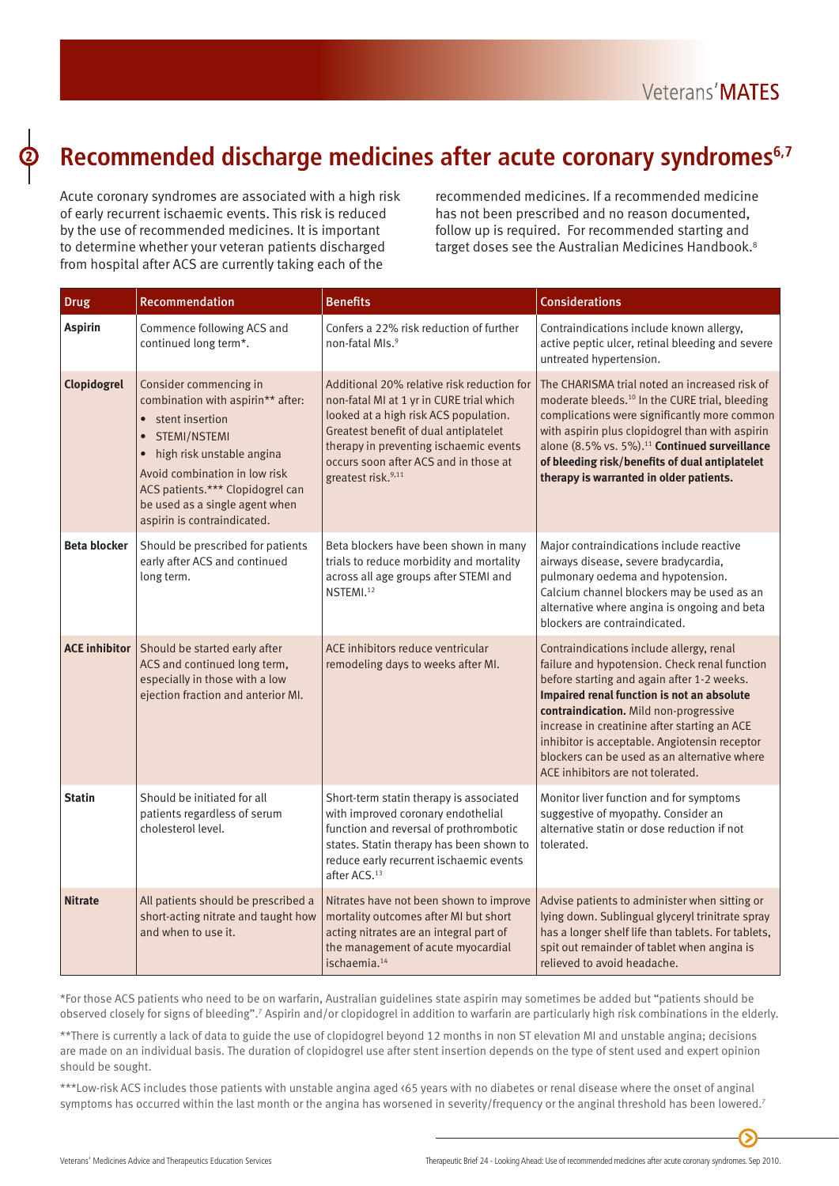# Recommended discharge medicines after acute coronary syndromes[6,7]

Acute coronary syndromes are associated with a high risk of early recurrent ischaemic events. This risk is reduced by the use of recommended medicines. It is important to determine whether your veteran patients discharged from hospital after ACS are currently taking each of the recommended medicines. If a recommended medicine has not been prescribed and no reason documented, follow up is required. For recommended starting and target doses see the Australian Medicines Handbook.[8]

| Drug | Recommendation | Benefits | Considerations |
|---|---|---|---|
| **Aspirin** | Commence following ACS and continued long term*. | Confers a 22% risk reduction of further non-fatal MIs.[9] | Contraindications include known allergy, active peptic ulcer, retinal bleeding and severe untreated hypertension. |
| **Clopidogrel** | Consider commencing in combination with aspirin** after:<br>• stent insertion<br>• STEMI/NSTEMI<br>• high risk unstable angina<br>Avoid combination in low risk ACS patients.*** Clopidogrel can be used as a single agent when aspirin is contraindicated. | Additional 20% relative risk reduction for non-fatal MI at 1 yr in CURE trial which looked at a high risk ACS population. Greatest benefit of dual antiplatelet therapy in preventing ischaemic events occurs soon after ACS and in those at greatest risk.[9,11] | The CHARISMA trial noted an increased risk of moderate bleeds.[10] In the CURE trial, bleeding complications were significantly more common with aspirin plus clopidogrel than with aspirin alone (8.5% vs. 5%).[11] **Continued surveillance of bleeding risk/benefits of dual antiplatelet therapy is warranted in older patients.** |
| **Beta blocker** | Should be prescribed for patients early after ACS and continued long term. | Beta blockers have been shown in many trials to reduce morbidity and mortality across all age groups after STEMI and NSTEMI.[12] | Major contraindications include reactive airways disease, severe bradycardia, pulmonary oedema and hypotension. Calcium channel blockers may be used as an alternative where angina is ongoing and beta blockers are contraindicated. |
| **ACE inhibitor** | Should be started early after ACS and continued long term, especially in those with a low ejection fraction and anterior MI. | ACE inhibitors reduce ventricular remodeling days to weeks after MI. | Contraindications include allergy, renal failure and hypotension. Check renal function before starting and again after 1-2 weeks. **Impaired renal function is not an absolute contraindication.** Mild non-progressive increase in creatinine after starting an ACE inhibitor is acceptable. Angiotensin receptor blockers can be used as an alternative where ACE inhibitors are not tolerated. |
| **Statin** | Should be initiated for all patients regardless of serum cholesterol level. | Short-term statin therapy is associated with improved coronary endothelial function and reversal of prothrombotic states. Statin therapy has been shown to reduce early recurrent ischaemic events after ACS.[13] | Monitor liver function and for symptoms suggestive of myopathy. Consider an alternative statin or dose reduction if not tolerated. |
| **Nitrate** | All patients should be prescribed a short-acting nitrate and taught how and when to use it. | Nitrates have not been shown to improve mortality outcomes after MI but short acting nitrates are an integral part of the management of acute myocardial ischaemia.[14] | Advise patients to administer when sitting or lying down. Sublingual glyceryl trinitrate spray has a longer shelf life than tablets. For tablets, spit out remainder of tablet when angina is relieved to avoid headache. |

*For those ACS patients who need to be on warfarin, Australian guidelines state aspirin may sometimes be added but "patients should be observed closely for signs of bleeding".[7] Aspirin and/or clopidogrel in addition to warfarin are particularly high risk combinations in the elderly.

**There is currently a lack of data to guide the use of clopidogrel beyond 12 months in non ST elevation MI and unstable angina; decisions are made on an individual basis. The duration of clopidogrel use after stent insertion depends on the type of stent used and expert opinion should be sought.

***Low-risk ACS includes those patients with unstable angina aged <65 years with no diabetes or renal disease where the onset of anginal symptoms has occurred within the last month or the angina has worsened in severity/frequency or the anginal threshold has been lowered.[7]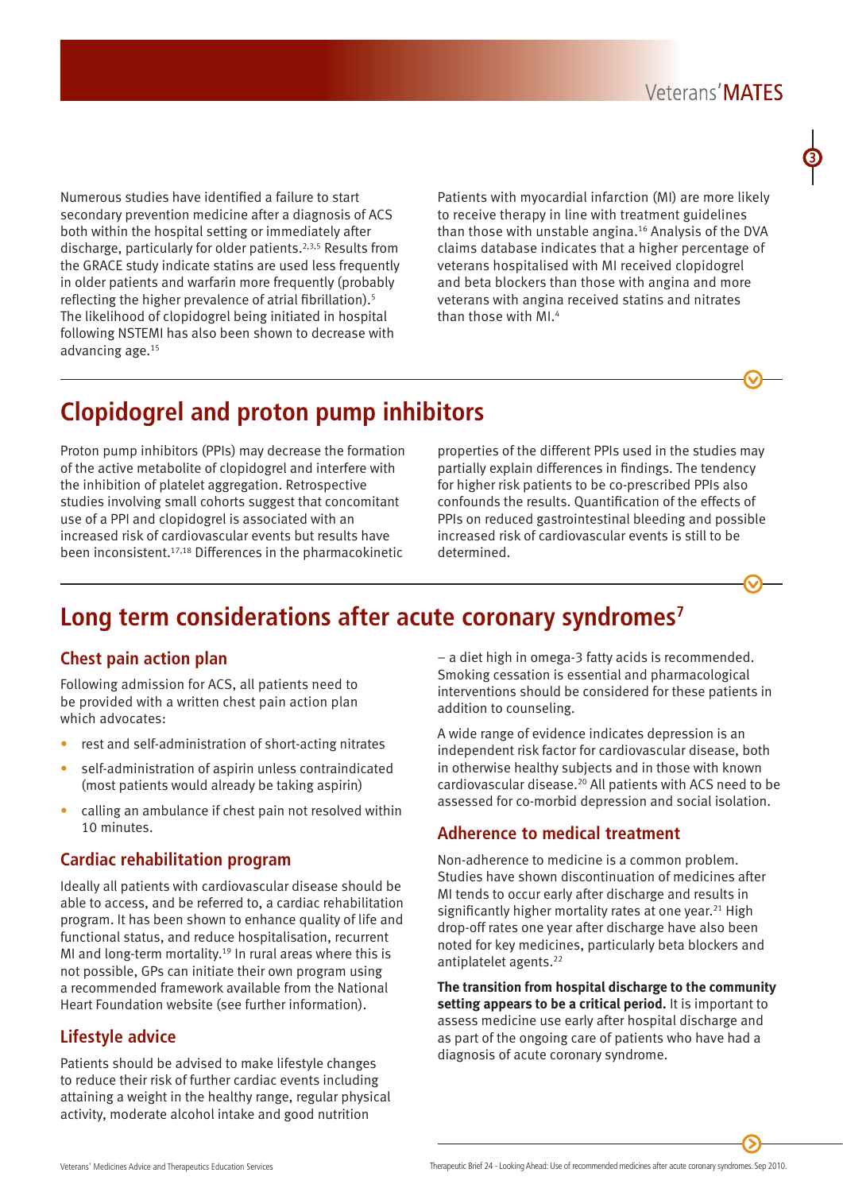Numerous studies have identified a failure to start secondary prevention medicine after a diagnosis of ACS both within the hospital setting or immediately after discharge, particularly for older patients.[2,3,5] Results from the GRACE study indicate statins are used less frequently in older patients and warfarin more frequently (probably reflecting the higher prevalence of atrial fibrillation).[5] The likelihood of clopidogrel being initiated in hospital following NSTEMI has also been shown to decrease with advancing age.[15]

Patients with myocardial infarction (MI) are more likely to receive therapy in line with treatment guidelines than those with unstable angina.[16] Analysis of the DVA claims database indicates that a higher percentage of veterans hospitalised with MI received clopidogrel and beta blockers than those with angina and more veterans with angina received statins and nitrates than those with MI.[4]

## Clopidogrel and proton pump inhibitors

Proton pump inhibitors (PPIs) may decrease the formation of the active metabolite of clopidogrel and interfere with the inhibition of platelet aggregation. Retrospective studies involving small cohorts suggest that concomitant use of a PPI and clopidogrel is associated with an increased risk of cardiovascular events but results have been inconsistent.[17,18] Differences in the pharmacokinetic properties of the different PPIs used in the studies may partially explain differences in findings. The tendency for higher risk patients to be co-prescribed PPIs also confounds the results. Quantification of the effects of PPIs on reduced gastrointestinal bleeding and possible increased risk of cardiovascular events is still to be determined.

## Long term considerations after acute coronary syndromes[7]

### Chest pain action plan

Following admission for ACS, all patients need to be provided with a written chest pain action plan which advocates:

- rest and self-administration of short-acting nitrates
- self-administration of aspirin unless contraindicated (most patients would already be taking aspirin)
- calling an ambulance if chest pain not resolved within 10 minutes.

### Cardiac rehabilitation program

Ideally all patients with cardiovascular disease should be able to access, and be referred to, a cardiac rehabilitation program. It has been shown to enhance quality of life and functional status, and reduce hospitalisation, recurrent MI and long-term mortality.[19] In rural areas where this is not possible, GPs can initiate their own program using a recommended framework available from the National Heart Foundation website (see further information).

### Lifestyle advice

Patients should be advised to make lifestyle changes to reduce their risk of further cardiac events including attaining a weight in the healthy range, regular physical activity, moderate alcohol intake and good nutrition – a diet high in omega-3 fatty acids is recommended. Smoking cessation is essential and pharmacological interventions should be considered for these patients in addition to counseling.

A wide range of evidence indicates depression is an independent risk factor for cardiovascular disease, both in otherwise healthy subjects and in those with known cardiovascular disease.[20] All patients with ACS need to be assessed for co-morbid depression and social isolation.

### Adherence to medical treatment

Non-adherence to medicine is a common problem. Studies have shown discontinuation of medicines after MI tends to occur early after discharge and results in significantly higher mortality rates at one year.[21] High drop-off rates one year after discharge have also been noted for key medicines, particularly beta blockers and antiplatelet agents.[22]

**The transition from hospital discharge to the community setting appears to be a critical period.** It is important to assess medicine use early after hospital discharge and as part of the ongoing care of patients who have had a diagnosis of acute coronary syndrome.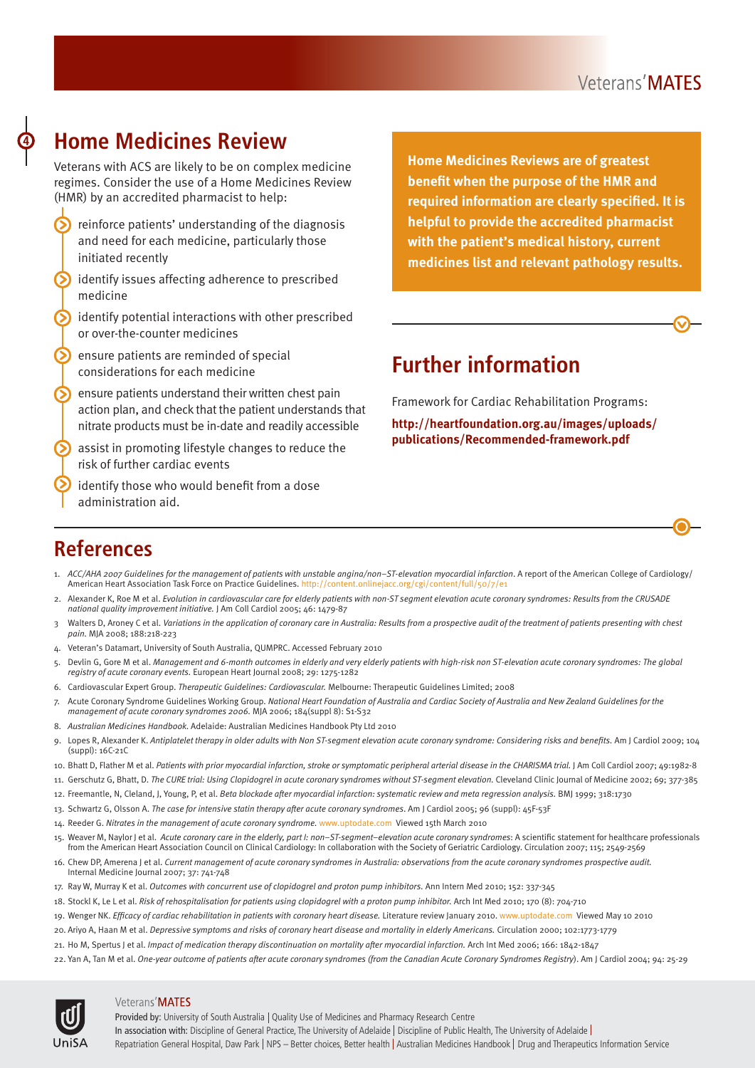## Home Medicines Review

Veterans with ACS are likely to be on complex medicine regimes. Consider the use of a Home Medicines Review (HMR) by an accredited pharmacist to help:

- reinforce patients' understanding of the diagnosis and need for each medicine, particularly those initiated recently
- identify issues affecting adherence to prescribed medicine
- identify potential interactions with other prescribed or over-the-counter medicines
- ensure patients are reminded of special considerations for each medicine
- ensure patients understand their written chest pain action plan, and check that the patient understands that nitrate products must be in-date and readily accessible
- assist in promoting lifestyle changes to reduce the risk of further cardiac events
- identify those who would benefit from a dose administration aid.

**Home Medicines Reviews are of greatest benefit when the purpose of the HMR and required information are clearly specified. It is helpful to provide the accredited pharmacist with the patient's medical history, current medicines list and relevant pathology results.**

## Further information

Framework for Cardiac Rehabilitation Programs:

**http://heartfoundation.org.au/images/uploads/publications/Recommended-framework.pdf**

## References

1. *ACC/AHA 2007 Guidelines for the management of patients with unstable angina/non–ST-elevation myocardial infarction*. A report of the American College of Cardiology/American Heart Association Task Force on Practice Guidelines. http://content.onlinejacc.org/cgi/content/full/50/7/e1
2. Alexander K, Roe M et al. *Evolution in cardiovascular care for elderly patients with non-ST segment elevation acute coronary syndromes: Results from the CRUSADE national quality improvement initiative.* J Am Coll Cardiol 2005; 46: 1479-87
3. Walters D, Aroney C et al. *Variations in the application of coronary care in Australia: Results from a prospective audit of the treatment of patients presenting with chest pain.* MJA 2008; 188:218-223
4. Veteran's Datamart, University of South Australia, QUMPRC. Accessed February 2010
5. Devlin G, Gore M et al. *Management and 6-month outcomes in elderly and very elderly patients with high-risk non ST-elevation acute coronary syndromes: The global registry of acute coronary events.* European Heart Journal 2008; 29: 1275-1282
6. Cardiovascular Expert Group. *Therapeutic Guidelines: Cardiovascular.* Melbourne: Therapeutic Guidelines Limited; 2008
7. Acute Coronary Syndrome Guidelines Working Group. *National Heart Foundation of Australia and Cardiac Society of Australia and New Zealand Guidelines for the management of acute coronary syndromes 2006.* MJA 2006; 184(suppl 8): S1-S32
8. *Australian Medicines Handbook.* Adelaide: Australian Medicines Handbook Pty Ltd 2010
9. Lopes R, Alexander K. *Antiplatelet therapy in older adults with Non ST-segment elevation acute coronary syndrome: Considering risks and benefits.* Am J Cardiol 2009; 104 (suppl): 16C-21C
10. Bhatt D, Flather M et al. *Patients with prior myocardial infarction, stroke or symptomatic peripheral arterial disease in the CHARISMA trial.* J Am Coll Cardiol 2007; 49:1982-8
11. Gerschutz G, Bhatt, D. *The CURE trial: Using Clopidogrel in acute coronary syndromes without ST-segment elevation.* Cleveland Clinic Journal of Medicine 2002; 69; 377-385
12. Freemantle, N, Cleland, J, Young, P, et al. *Beta blockade after myocardial infarction: systematic review and meta regression analysis.* BMJ 1999; 318:1730
13. Schwartz G, Olsson A. *The case for intensive statin therapy after acute coronary syndromes.* Am J Cardiol 2005; 96 (suppl): 45F-53F
14. Reeder G. *Nitrates in the management of acute coronary syndrome.* www.uptodate.com Viewed 15th March 2010
15. Weaver M, Naylor J et al. *Acute coronary care in the elderly, part I: non–ST-segment–elevation acute coronary syndromes*: A scientific statement for healthcare professionals from the American Heart Association Council on Clinical Cardiology: In collaboration with the Society of Geriatric Cardiology. Circulation 2007; 115; 2549-2569
16. Chew DP, Amerena J et al. *Current management of acute coronary syndromes in Australia: observations from the acute coronary syndromes prospective audit.* Internal Medicine Journal 2007; 37: 741-748
17. Ray W, Murray K et al. *Outcomes with concurrent use of clopidogrel and proton pump inhibitors.* Ann Intern Med 2010; 152: 337-345
18. Stockl K, Le L et al. *Risk of rehospitalisation for patients using clopidogrel with a proton pump inhibitor.* Arch Int Med 2010; 170 (8): 704-710
19. Wenger NK. *Efficacy of cardiac rehabilitation in patients with coronary heart disease.* Literature review January 2010. www.uptodate.com Viewed May 10 2010
20. Ariyo A, Haan M et al. *Depressive symptoms and risks of coronary heart disease and mortality in elderly Americans.* Circulation 2000; 102:1773-1779
21. Ho M, Spertus J et al. *Impact of medication therapy discontinuation on mortality after myocardial infarction.* Arch Int Med 2006; 166: 1842-1847
22. Yan A, Tan M et al. *One-year outcome of patients after acute coronary syndromes (from the Canadian Acute Coronary Syndromes Registry*). Am J Cardiol 2004; 94: 25-29

Veterans'MATES

Provided by: University of South Australia | Quality Use of Medicines and Pharmacy Research Centre
In association with: Discipline of General Practice, The University of Adelaide | Discipline of Public Health, The University of Adelaide | Repatriation General Hospital, Daw Park | NPS – Better choices, Better health | Australian Medicines Handbook | Drug and Therapeutics Information Service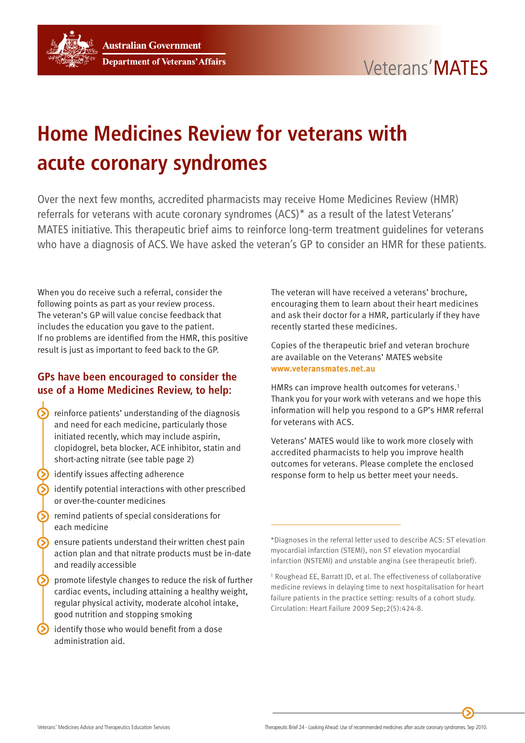# Home Medicines Review for veterans with acute coronary syndromes

Over the next few months, accredited pharmacists may receive Home Medicines Review (HMR) referrals for veterans with acute coronary syndromes (ACS)* as a result of the latest Veterans' MATES initiative. This therapeutic brief aims to reinforce long-term treatment guidelines for veterans who have a diagnosis of ACS. We have asked the veteran's GP to consider an HMR for these patients.

When you do receive such a referral, consider the following points as part as your review process. The veteran's GP will value concise feedback that includes the education you gave to the patient. If no problems are identified from the HMR, this positive result is just as important to feed back to the GP.

## GPs have been encouraged to consider the use of a Home Medicines Review, to help:

- reinforce patients' understanding of the diagnosis and need for each medicine, particularly those initiated recently, which may include aspirin, clopidogrel, beta blocker, ACE inhibitor, statin and short-acting nitrate (see table page 2)
- identify issues affecting adherence
- identify potential interactions with other prescribed or over-the-counter medicines
- remind patients of special considerations for each medicine
- ensure patients understand their written chest pain action plan and that nitrate products must be in-date and readily accessible
- promote lifestyle changes to reduce the risk of further cardiac events, including attaining a healthy weight, regular physical activity, moderate alcohol intake, good nutrition and stopping smoking
- identify those who would benefit from a dose administration aid.

The veteran will have received a veterans' brochure, encouraging them to learn about their heart medicines and ask their doctor for a HMR, particularly if they have recently started these medicines.

Copies of the therapeutic brief and veteran brochure are available on the Veterans' MATES website **www.veteransmates.net.au**

HMRs can improve health outcomes for veterans.[1] Thank you for your work with veterans and we hope this information will help you respond to a GP's HMR referral for veterans with ACS.

Veterans' MATES would like to work more closely with accredited pharmacists to help you improve health outcomes for veterans. Please complete the enclosed response form to help us better meet your needs.

---

*Diagnoses in the referral letter used to describe ACS: ST elevation myocardial infarction (STEMI), non ST elevation myocardial infarction (NSTEMI) and unstable angina (see therapeutic brief).

[1] Roughead EE, Barratt JD, et al. The effectiveness of collaborative medicine reviews in delaying time to next hospitalisation for heart failure patients in the practice setting: results of a cohort study. Circulation: Heart Failure 2009 Sep;2(5):424-8.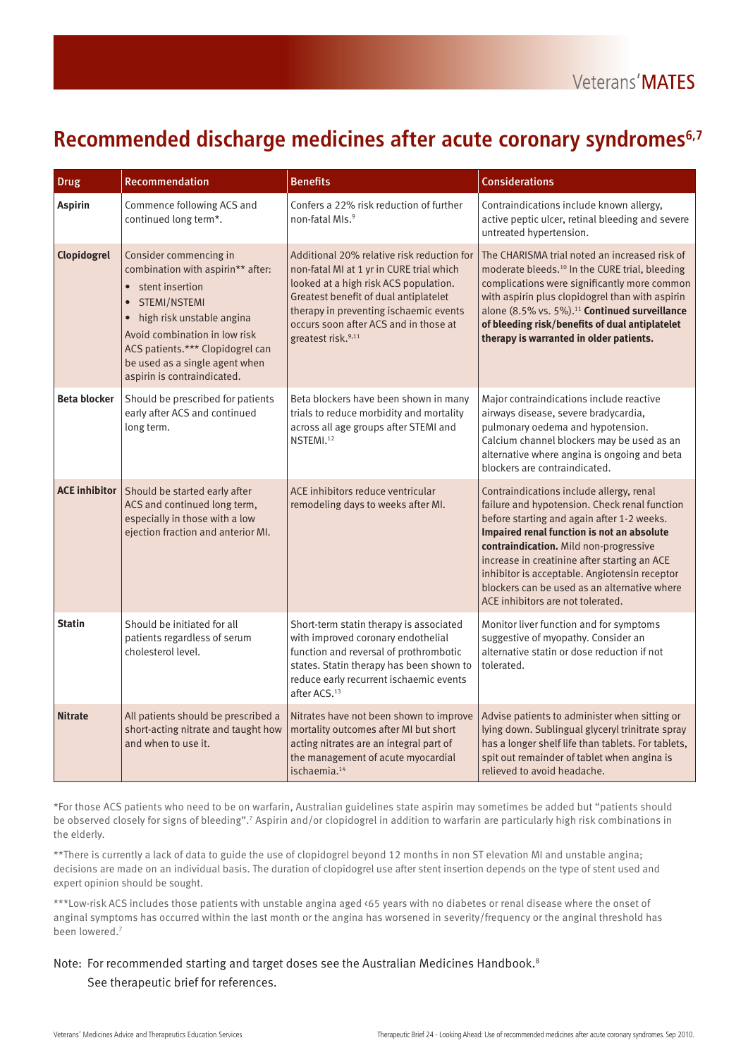## Recommended discharge medicines after acute coronary syndromes[6,7]

| Drug | Recommendation | Benefits | Considerations |
|---|---|---|---|
| **Aspirin** | Commence following ACS and continued long term*. | Confers a 22% risk reduction of further non-fatal MIs.[9] | Contraindications include known allergy, active peptic ulcer, retinal bleeding and severe untreated hypertension. |
| **Clopidogrel** | Consider commencing in combination with aspirin** after: <br>• stent insertion <br>• STEMI/NSTEMI <br>• high risk unstable angina <br>Avoid combination in low risk ACS patients.*** Clopidogrel can be used as a single agent when aspirin is contraindicated. | Additional 20% relative risk reduction for non-fatal MI at 1 yr in CURE trial which looked at a high risk ACS population. Greatest benefit of dual antiplatelet therapy in preventing ischaemic events occurs soon after ACS and in those at greatest risk.[9,11] | The CHARISMA trial noted an increased risk of moderate bleeds.[10] In the CURE trial, bleeding complications were significantly more common with aspirin plus clopidogrel than with aspirin alone (8.5% vs. 5%).[11] **Continued surveillance of bleeding risk/benefits of dual antiplatelet therapy is warranted in older patients.** |
| **Beta blocker** | Should be prescribed for patients early after ACS and continued long term. | Beta blockers have been shown in many trials to reduce morbidity and mortality across all age groups after STEMI and NSTEMI.[12] | Major contraindications include reactive airways disease, severe bradycardia, pulmonary oedema and hypotension. Calcium channel blockers may be used as an alternative where angina is ongoing and beta blockers are contraindicated. |
| **ACE inhibitor** | Should be started early after ACS and continued long term, especially in those with a low ejection fraction and anterior MI. | ACE inhibitors reduce ventricular remodeling days to weeks after MI. | Contraindications include allergy, renal failure and hypotension. Check renal function before starting and again after 1-2 weeks. **Impaired renal function is not an absolute contraindication.** Mild non-progressive increase in creatinine after starting an ACE inhibitor is acceptable. Angiotensin receptor blockers can be used as an alternative where ACE inhibitors are not tolerated. |
| **Statin** | Should be initiated for all patients regardless of serum cholesterol level. | Short-term statin therapy is associated with improved coronary endothelial function and reversal of prothrombotic states. Statin therapy has been shown to reduce early recurrent ischaemic events after ACS.[13] | Monitor liver function and for symptoms suggestive of myopathy. Consider an alternative statin or dose reduction if not tolerated. |
| **Nitrate** | All patients should be prescribed a short-acting nitrate and taught how and when to use it. | Nitrates have not been shown to improve mortality outcomes after MI but short acting nitrates are an integral part of the management of acute myocardial ischaemia.[14] | Advise patients to administer when sitting or lying down. Sublingual glyceryl trinitrate spray has a longer shelf life than tablets. For tablets, spit out remainder of tablet when angina is relieved to avoid headache. |

*For those ACS patients who need to be on warfarin, Australian guidelines state aspirin may sometimes be added but "patients should be observed closely for signs of bleeding".[7] Aspirin and/or clopidogrel in addition to warfarin are particularly high risk combinations in the elderly.

**There is currently a lack of data to guide the use of clopidogrel beyond 12 months in non ST elevation MI and unstable angina; decisions are made on an individual basis. The duration of clopidogrel use after stent insertion depends on the type of stent used and expert opinion should be sought.

***Low-risk ACS includes those patients with unstable angina aged <65 years with no diabetes or renal disease where the onset of anginal symptoms has occurred within the last month or the angina has worsened in severity/frequency or the anginal threshold has been lowered.[7]

Note: For recommended starting and target doses see the Australian Medicines Handbook.[8]
See therapeutic brief for references.